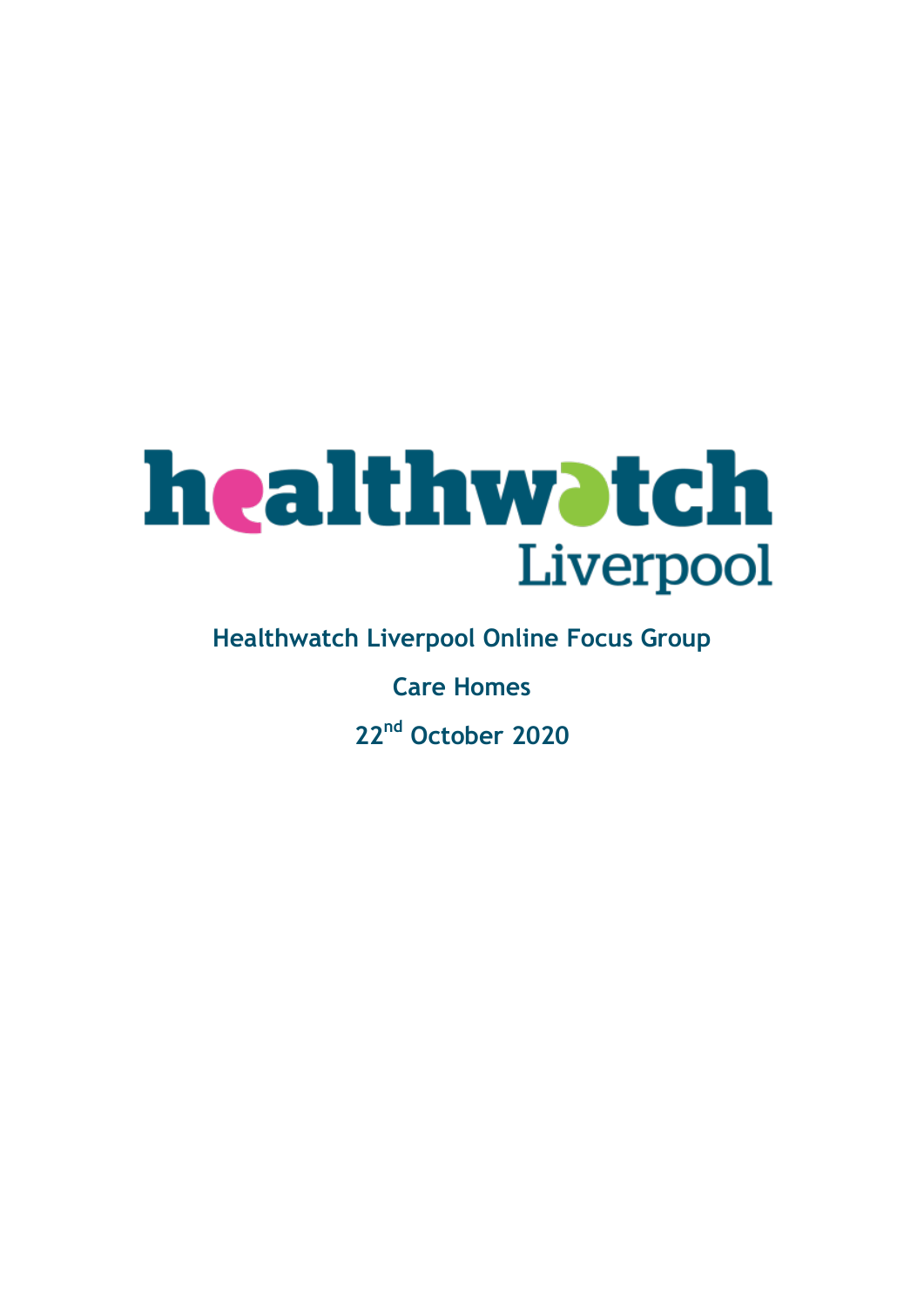# healthwatch Liverpool

## Healthwatch Liverpool Online Focus Group

## Care Homes

## 22nd October 2020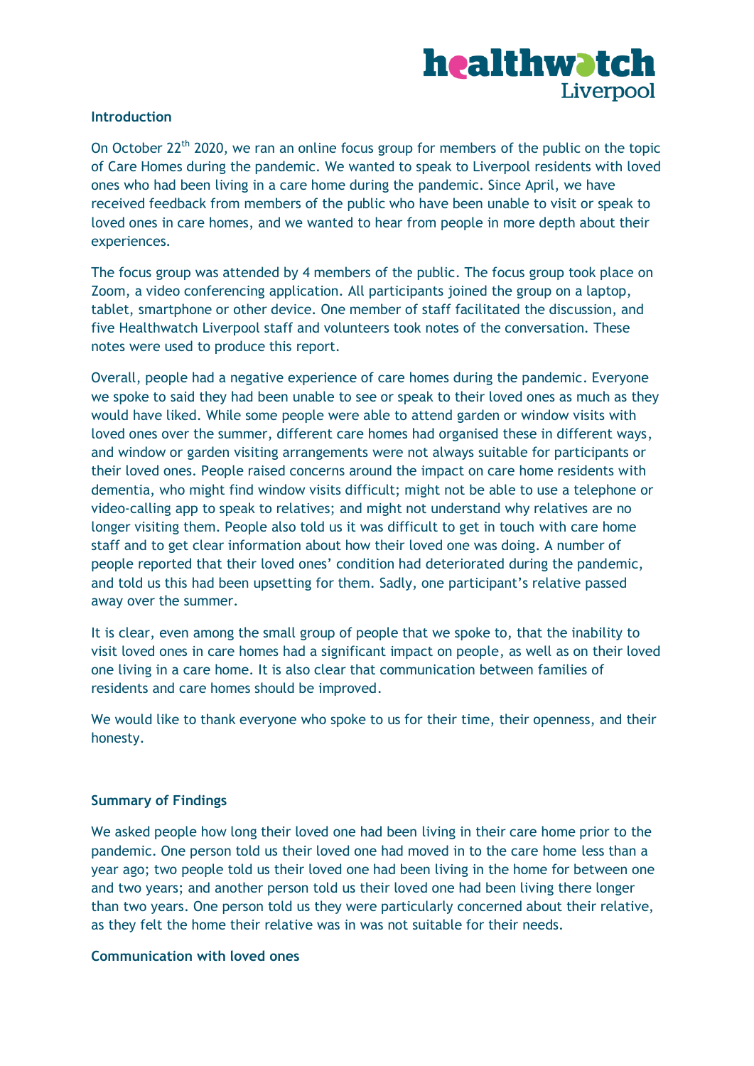### Introduction

On October 22nd 2020, we ran an online focus group for members of the public on the topic of Care Homes during the pandemic. We wanted to speak to Liverpool residents with loved ones who had been living in a care home during the pandemic. Since April, we have received feedback from members of the public who have been unable to visit or speak to loved ones in care homes, and we wanted to hear from people in more depth about their experiences.

The focus group was attended by 4 members of the public. The focus group took place on Zoom, a video conferencing application. All participants joined the group on a laptop, tablet, smartphone or other device. One member of staff facilitated the discussion, and five Healthwatch Liverpool staff and volunteers took notes of the conversation. These notes were used to produce this report.

Overall, people had a negative experience of care homes during the pandemic. Everyone we spoke to said they had been unable to see or speak to their loved ones as much as they would have liked. While some people were able to attend garden or window visits with loved ones over the summer, different care homes had organised these in different ways, and window or garden visiting arrangements were not always suitable for participants or their loved ones. People raised concerns around the impact on care home residents with dementia, who might find window visits difficult; might not be able to use a telephone or video-calling app to speak to relatives; and might not understand why relatives are no longer visiting them. People also told us it was difficult to get in touch with care home staff and to get clear information about how their loved one was doing. A number of people reported that their loved ones' condition had deteriorated during the pandemic, and told us this had been upsetting for them. Sadly, one participant's relative passed away over the summer.

It is clear, even among the small group of people that we spoke to, that the inability to visit loved ones in care homes had a significant impact on people, as well as on their loved one living in a care home. It is also clear that communication between families of residents and care homes should be improved.

We would like to thank everyone who spoke to us for their time, their openness, and their honesty.

### Summary of Findings

We asked people how long their loved one had been living in their care home prior to the pandemic. One person told us their loved one had moved in to the care home less than a year ago; two people told us their loved one had been living in the home for between one and two years; and another person told us their loved one had been living there longer than two years. One person told us they were particularly concerned about their relative, as they felt the home their relative was in was not suitable for their needs.

### Communication with loved ones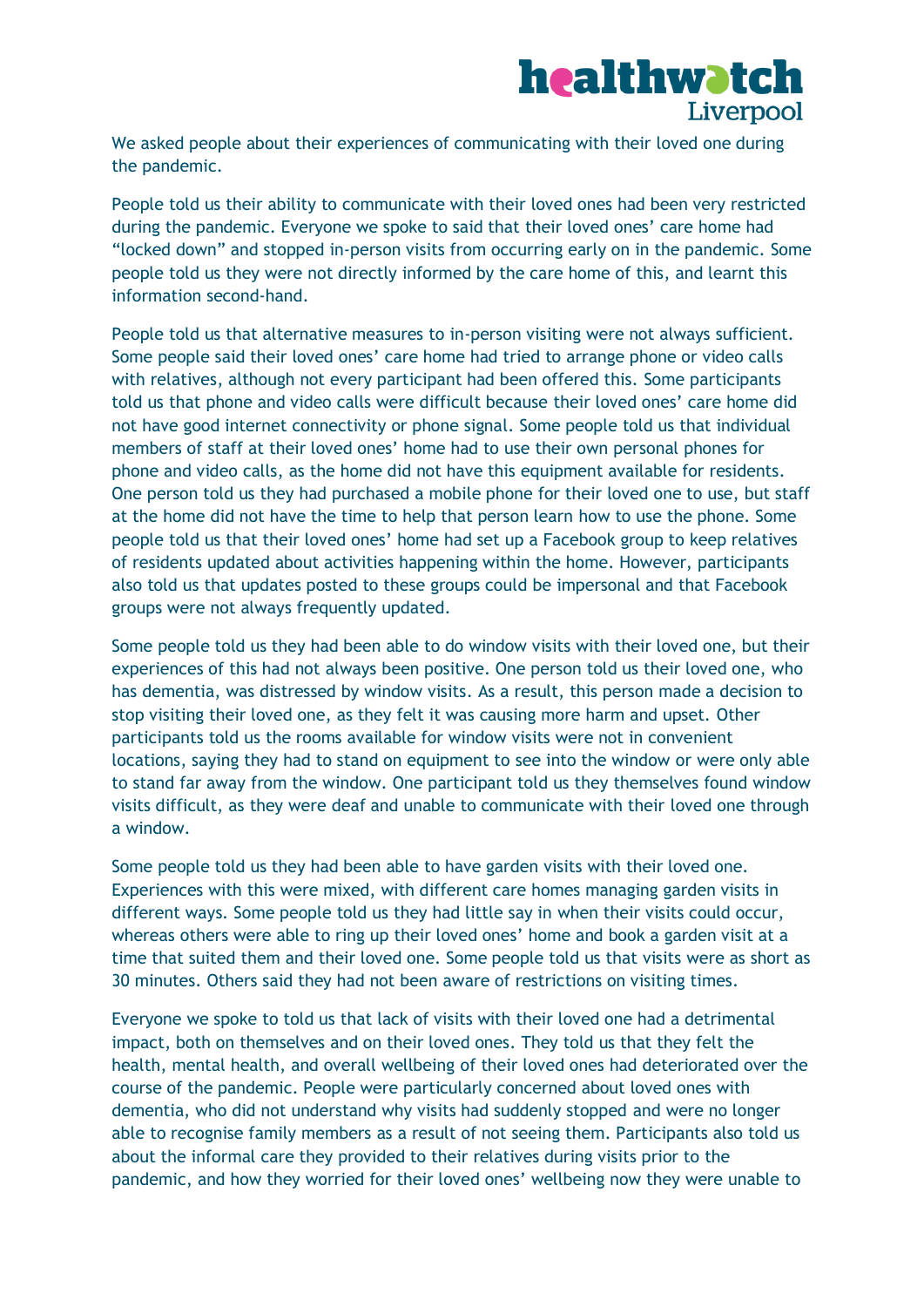We asked people about their experiences of communicating with their loved one during the pandemic.

People told us their ability to communicate with their loved ones had been very restricted during the pandemic. Everyone we spoke to said that their loved ones' care home had "locked down" and stopped in-person visits from occurring early on in the pandemic. Some people told us they were not directly informed by the care home of this, and learnt this information second-hand.

People told us that alternative measures to in-person visiting were not always sufficient. Some people said their loved ones' care home had tried to arrange phone or video calls with relatives, although not every participant had been offered this. Some participants told us that phone and video calls were difficult because their loved ones' care home did not have good internet connectivity or phone signal. Some people told us that individual members of staff at their loved ones' home had to use their own personal phones for phone and video calls, as the home did not have this equipment available for residents. One person told us they had purchased a mobile phone for their loved one to use, but staff at the home did not have the time to help that person learn how to use the phone. Some people told us that their loved ones' home had set up a Facebook group to keep relatives of residents updated about activities happening within the home. However, participants also told us that updates posted to these groups could be impersonal and that Facebook groups were not always frequently updated.

Some people told us they had been able to do window visits with their loved one, but their experiences of this had not always been positive. One person told us their loved one, who has dementia, was distressed by window visits. As a result, this person made a decision to stop visiting their loved one, as they felt it was causing more harm and upset. Other participants told us the rooms available for window visits were not in convenient locations, saying they had to stand on equipment to see into the window or were only able to stand far away from the window. One participant told us they themselves found window visits difficult, as they were deaf and unable to communicate with their loved one through a window.

Some people told us they had been able to have garden visits with their loved one. Experiences with this were mixed, with different care homes managing garden visits in different ways. Some people told us they had little say in when their visits could occur, whereas others were able to ring up their loved ones' home and book a garden visit at a time that suited them and their loved one. Some people told us that visits were as short as 30 minutes. Others said they had not been aware of restrictions on visiting times.

Everyone we spoke to told us that lack of visits with their loved one had a detrimental impact, both on themselves and on their loved ones. They told us that they felt the health, mental health, and overall wellbeing of their loved ones had deteriorated over the course of the pandemic. People were particularly concerned about loved ones with dementia, who did not understand why visits had suddenly stopped and were no longer able to recognise family members as a result of not seeing them. Participants also told us about the informal care they provided to their relatives during visits prior to the pandemic, and how they worried for their loved ones' wellbeing now they were unable to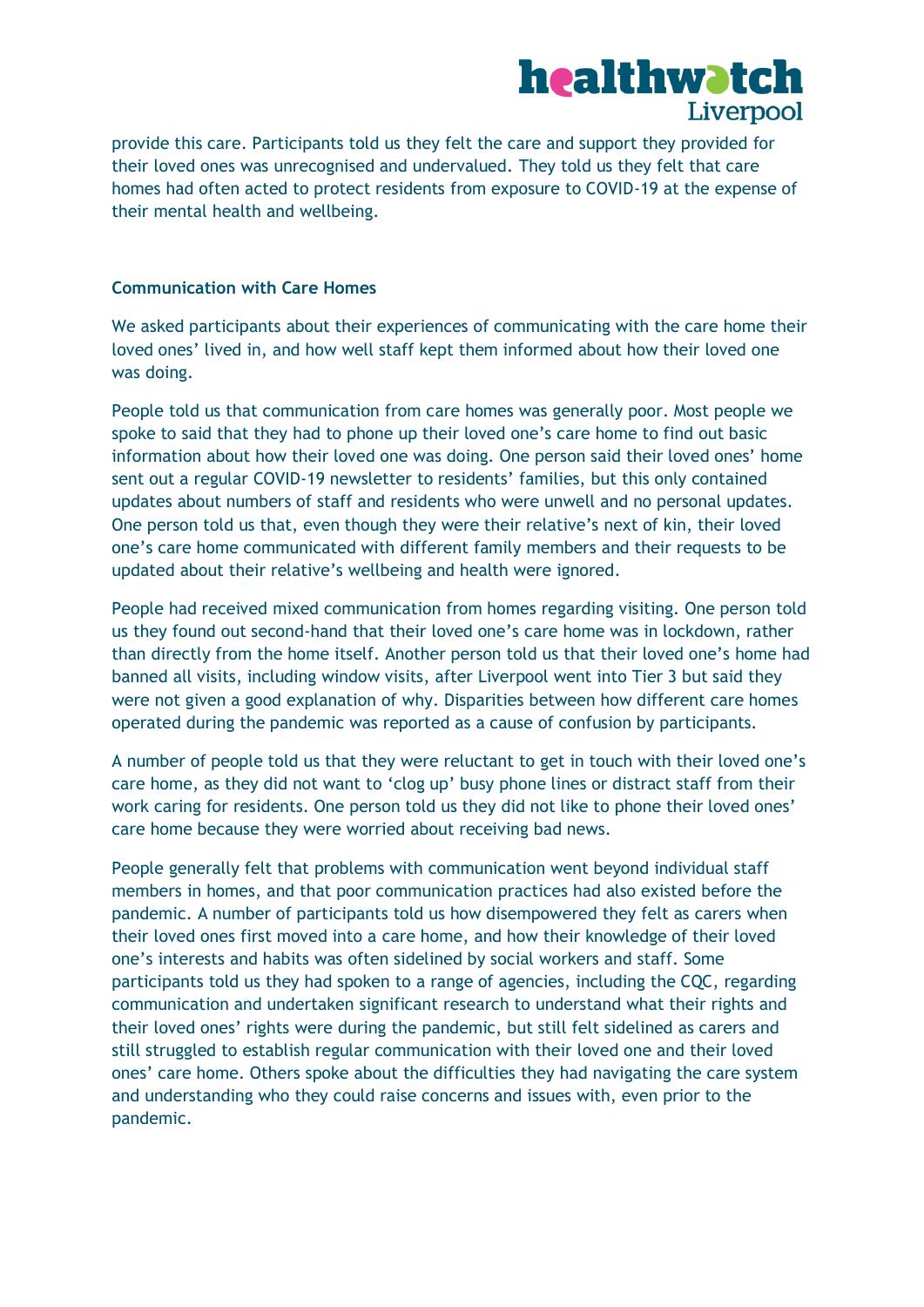provide this care. Participants told us they felt the care and support they provided for their loved ones was unrecognised and undervalued. They told us they felt that care homes had often acted to protect residents from exposure to COVID-19 at the expense of their mental health and wellbeing.

**Communication with Care Homes**

We asked participants about their experiences of communicating with the care home their loved ones' lived in, and how well staff kept them informed about how their loved one was doing.

People told us that communication from care homes was generally poor. Most people we spoke to said that they had to phone up their loved one's care home to find out basic information about how their loved one was doing. One person said their loved ones' home sent out a regular COVID-19 newsletter to residents' families, but this only contained updates about numbers of staff and residents who were unwell and no personal updates. One person told us that, even though they were their relative's next of kin, their loved one's care home communicated with different family members and their requests to be updated about their relative's wellbeing and health were ignored.

People had received mixed communication from homes regarding visiting. One person told us they found out second-hand that their loved one's care home was in lockdown, rather than directly from the home itself. Another person told us that their loved one's home had banned all visits, including window visits, after Liverpool went into Tier 3 but said they were not given a good explanation of why. Disparities between how different care homes operated during the pandemic was reported as a cause of confusion by participants.

A number of people told us that they were reluctant to get in touch with their loved one's care home, as they did not want to 'clog up' busy phone lines or distract staff from their work caring for residents. One person told us they did not like to phone their loved ones' care home because they were worried about receiving bad news.

People generally felt that problems with communication went beyond individual staff members in homes, and that poor communication practices had also existed before the pandemic. A number of participants told us how disempowered they felt as carers when their loved ones first moved into a care home, and how their knowledge of their loved one's interests and habits was often sidelined by social workers and staff. Some participants told us they had spoken to a range of agencies, including the CQC, regarding communication and undertaken significant research to understand what their rights and their loved ones' rights were during the pandemic, but still felt sidelined as carers and still struggled to establish regular communication with their loved one and their loved ones' care home. Others spoke about the difficulties they had navigating the care system and understanding who they could raise concerns and issues with, even prior to the pandemic.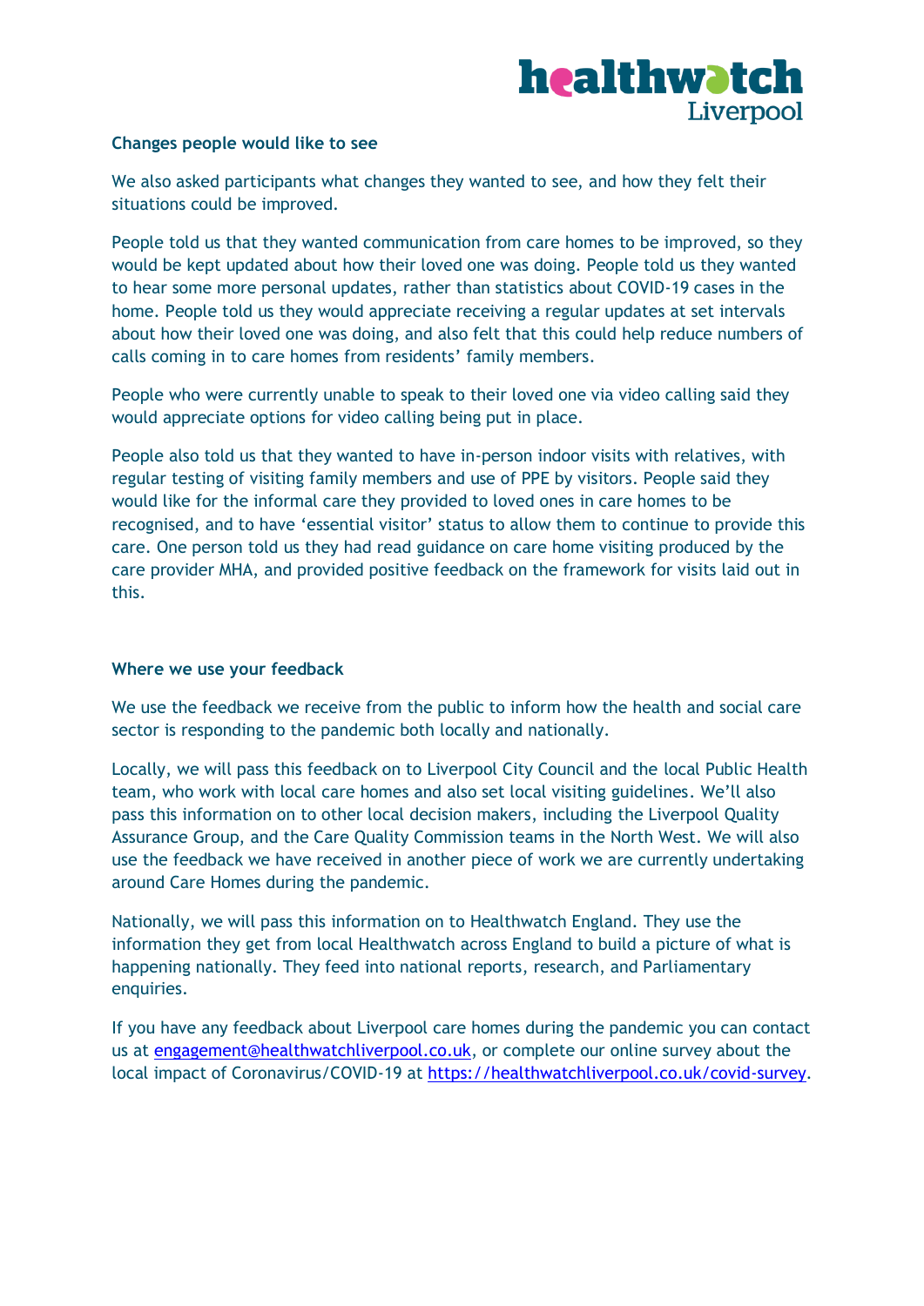**Changes people would like to see**

We also asked participants what changes they wanted to see, and how they felt their situations could be improved.

People told us that they wanted communication from care homes to be improved, so they would be kept updated about how their loved one was doing. People told us they wanted to hear some more personal updates, rather than statistics about COVID-19 cases in the home. People told us they would appreciate receiving a regular updates at set intervals about how their loved one was doing, and also felt that this could help reduce numbers of calls coming in to care homes from residents' family members.

People who were currently unable to speak to their loved one via video calling said they would appreciate options for video calling being put in place.

People also told us that they wanted to have in-person indoor visits with relatives, with regular testing of visiting family members and use of PPE by visitors. People said they would like for the informal care they provided to loved ones in care homes to be recognised, and to have 'essential visitor' status to allow them to continue to provide this care. One person told us they had read guidance on care home visiting produced by the care provider MHA, and provided positive feedback on the framework for visits laid out in this.

**Where we use your feedback**

We use the feedback we receive from the public to inform how the health and social care sector is responding to the pandemic both locally and nationally.

Locally, we will pass this feedback on to Liverpool City Council and the local Public Health team, who work with local care homes and also set local visiting guidelines. We'll also pass this information on to other local decision makers, including the Liverpool Quality Assurance Group, and the Care Quality Commission teams in the North West. We will also use the feedback we have received in another piece of work we are currently undertaking around Care Homes during the pandemic.

Nationally, we will pass this information on to Healthwatch England. They use the information they get from local Healthwatch across England to build a picture of what is happening nationally. They feed into national reports, research, and Parliamentary enquiries.

If you have any feedback about Liverpool care homes during the pandemic you can contact us at engagement@healthwatchliverpool.co.uk, or complete our online survey about the local impact of Coronavirus/COVID-19 at https://healthwatchliverpool.co.uk/covid-survey.